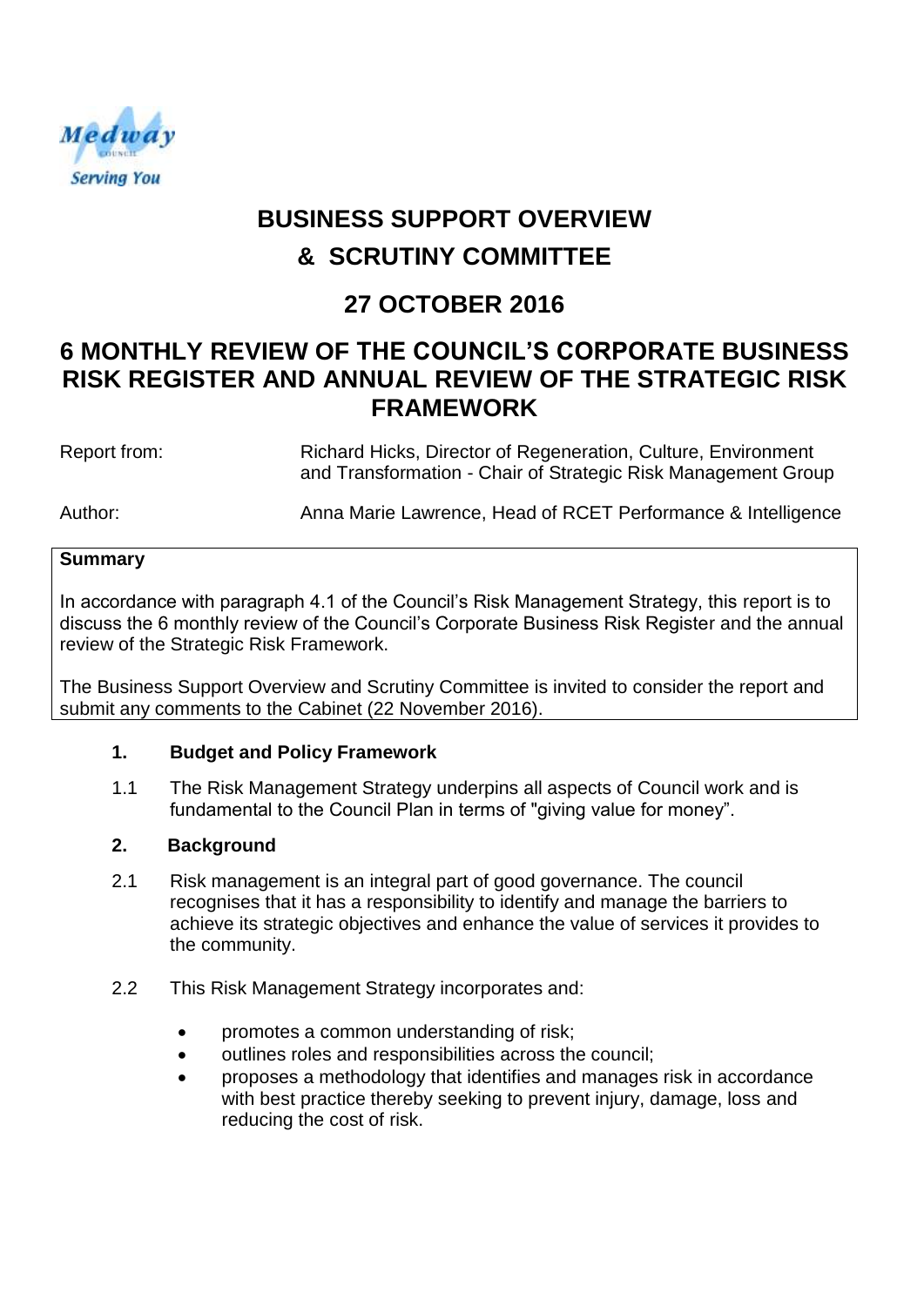# BUSINESS SUPPORT OVERVIEW & SCRUTINY COMMITTEE

## 27 OCTOBER 2016

## 6 MONTHLY REVIEW OF THE COUNCIL'S CORPORATE BUSINESS RISK REGISTER AND ANNUAL REVIEW OF THE STRATEGIC RISK FRAMEWORK

Report from: Richard Hicks, Director of Regeneration, Culture, Environment and Transformation - Chair of Strategic Risk Management Group

Author: Anna Marie Lawrence, Head of RCET Performance & Intelligence

**Summary**

In accordance with paragraph 4.1 of the Council's Risk Management Strategy, this report is to discuss the 6 monthly review of the Council's Corporate Business Risk Register and the annual review of the Strategic Risk Framework.

The Business Support Overview and Scrutiny Committee is invited to consider the report and submit any comments to the Cabinet (22 November 2016).

### 1. Budget and Policy Framework

1.1 The Risk Management Strategy underpins all aspects of Council work and is fundamental to the Council Plan in terms of "giving value for money".

### 2. Background

2.1 Risk management is an integral part of good governance. The council recognises that it has a responsibility to identify and manage the barriers to achieve its strategic objectives and enhance the value of services it provides to the community.

2.2 This Risk Management Strategy incorporates and:

- promotes a common understanding of risk;
- outlines roles and responsibilities across the council;
- proposes a methodology that identifies and manages risk in accordance with best practice thereby seeking to prevent injury, damage, loss and reducing the cost of risk.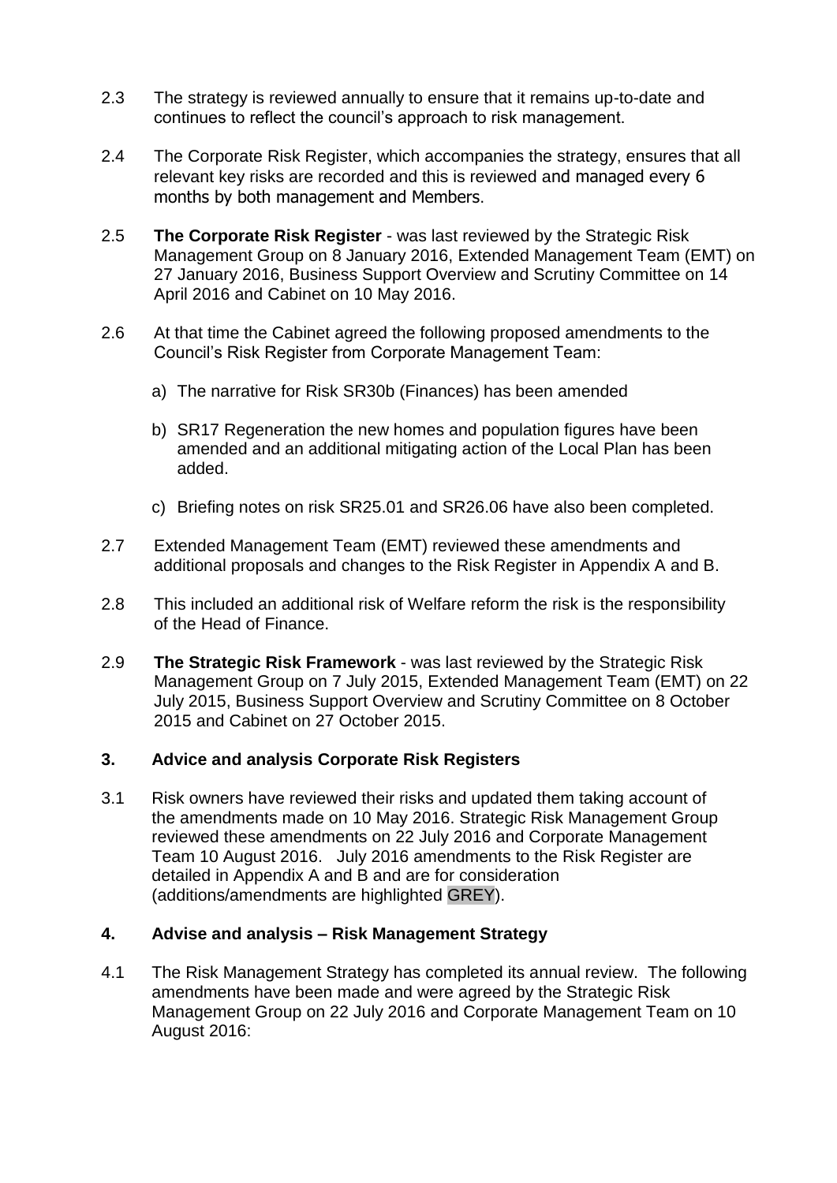2.3 The strategy is reviewed annually to ensure that it remains up-to-date and continues to reflect the council's approach to risk management.

2.4 The Corporate Risk Register, which accompanies the strategy, ensures that all relevant key risks are recorded and this is reviewed and managed every 6 months by both management and Members.

2.5 **The Corporate Risk Register** - was last reviewed by the Strategic Risk Management Group on 8 January 2016, Extended Management Team (EMT) on 27 January 2016, Business Support Overview and Scrutiny Committee on 14 April 2016 and Cabinet on 10 May 2016.

2.6 At that time the Cabinet agreed the following proposed amendments to the Council's Risk Register from Corporate Management Team:

a) The narrative for Risk SR30b (Finances) has been amended

b) SR17 Regeneration the new homes and population figures have been amended and an additional mitigating action of the Local Plan has been added.

c) Briefing notes on risk SR25.01 and SR26.06 have also been completed.

2.7 Extended Management Team (EMT) reviewed these amendments and additional proposals and changes to the Risk Register in Appendix A and B.

2.8 This included an additional risk of Welfare reform the risk is the responsibility of the Head of Finance.

2.9 **The Strategic Risk Framework** - was last reviewed by the Strategic Risk Management Group on 7 July 2015, Extended Management Team (EMT) on 22 July 2015, Business Support Overview and Scrutiny Committee on 8 October 2015 and Cabinet on 27 October 2015.

## 3. Advice and analysis Corporate Risk Registers

3.1 Risk owners have reviewed their risks and updated them taking account of the amendments made on 10 May 2016. Strategic Risk Management Group reviewed these amendments on 22 July 2016 and Corporate Management Team 10 August 2016. July 2016 amendments to the Risk Register are detailed in Appendix A and B and are for consideration (additions/amendments are highlighted GREY).

## 4. Advise and analysis – Risk Management Strategy

4.1 The Risk Management Strategy has completed its annual review. The following amendments have been made and were agreed by the Strategic Risk Management Group on 22 July 2016 and Corporate Management Team on 10 August 2016: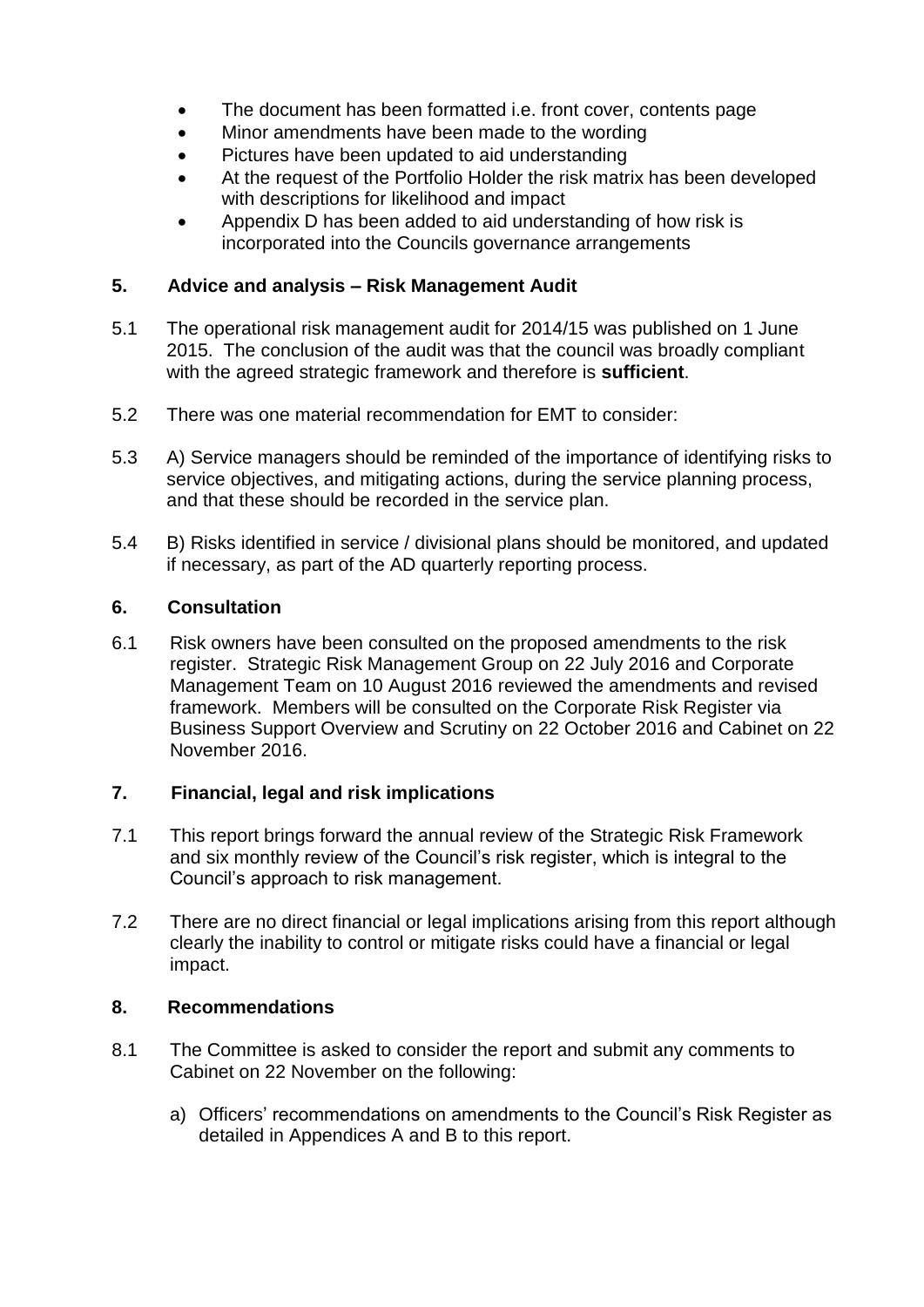- The document has been formatted i.e. front cover, contents page
- Minor amendments have been made to the wording
- Pictures have been updated to aid understanding
- At the request of the Portfolio Holder the risk matrix has been developed with descriptions for likelihood and impact
- Appendix D has been added to aid understanding of how risk is incorporated into the Councils governance arrangements

## 5. Advice and analysis – Risk Management Audit

5.1 The operational risk management audit for 2014/15 was published on 1 June 2015. The conclusion of the audit was that the council was broadly compliant with the agreed strategic framework and therefore is **sufficient**.

5.2 There was one material recommendation for EMT to consider:

5.3 A) Service managers should be reminded of the importance of identifying risks to service objectives, and mitigating actions, during the service planning process, and that these should be recorded in the service plan.

5.4 B) Risks identified in service / divisional plans should be monitored, and updated if necessary, as part of the AD quarterly reporting process.

## 6. Consultation

6.1 Risk owners have been consulted on the proposed amendments to the risk register. Strategic Risk Management Group on 22 July 2016 and Corporate Management Team on 10 August 2016 reviewed the amendments and revised framework. Members will be consulted on the Corporate Risk Register via Business Support Overview and Scrutiny on 22 October 2016 and Cabinet on 22 November 2016.

## 7. Financial, legal and risk implications

7.1 This report brings forward the annual review of the Strategic Risk Framework and six monthly review of the Council's risk register, which is integral to the Council's approach to risk management.

7.2 There are no direct financial or legal implications arising from this report although clearly the inability to control or mitigate risks could have a financial or legal impact.

## 8. Recommendations

8.1 The Committee is asked to consider the report and submit any comments to Cabinet on 22 November on the following:

a) Officers' recommendations on amendments to the Council's Risk Register as detailed in Appendices A and B to this report.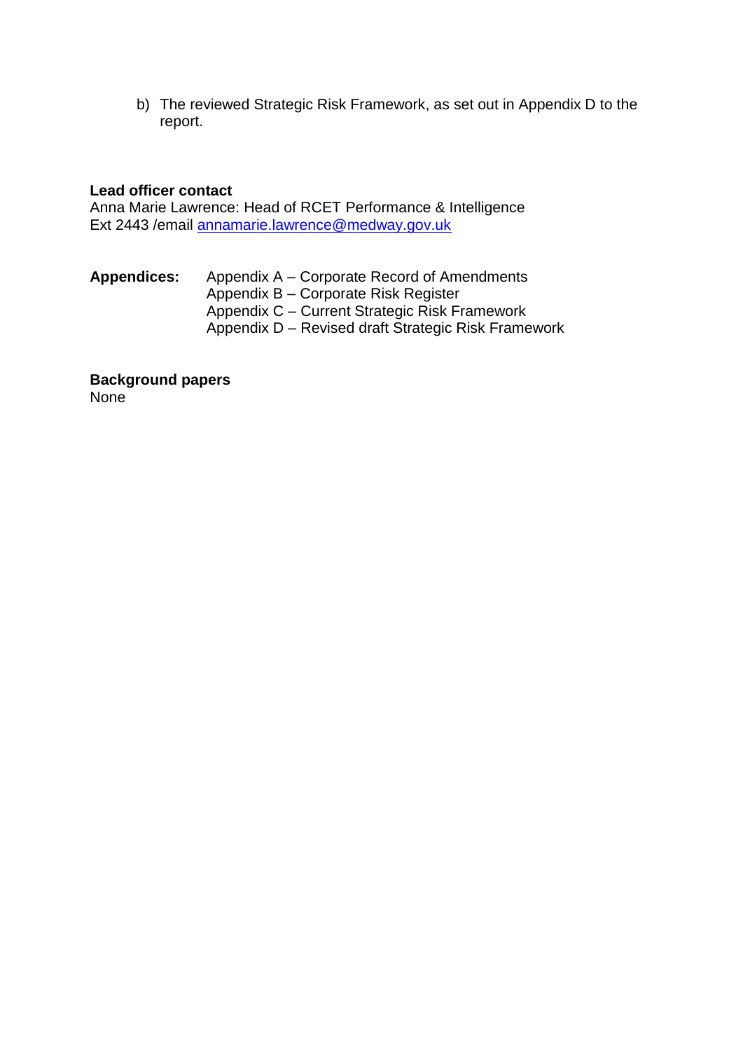b) The reviewed Strategic Risk Framework, as set out in Appendix D to the report.

**Lead officer contact**
Anna Marie Lawrence: Head of RCET Performance & Intelligence
Ext 2443 /email annamarie.lawrence@medway.gov.uk

**Appendices:** Appendix A – Corporate Record of Amendments
Appendix B – Corporate Risk Register
Appendix C – Current Strategic Risk Framework
Appendix D – Revised draft Strategic Risk Framework

**Background papers**
None